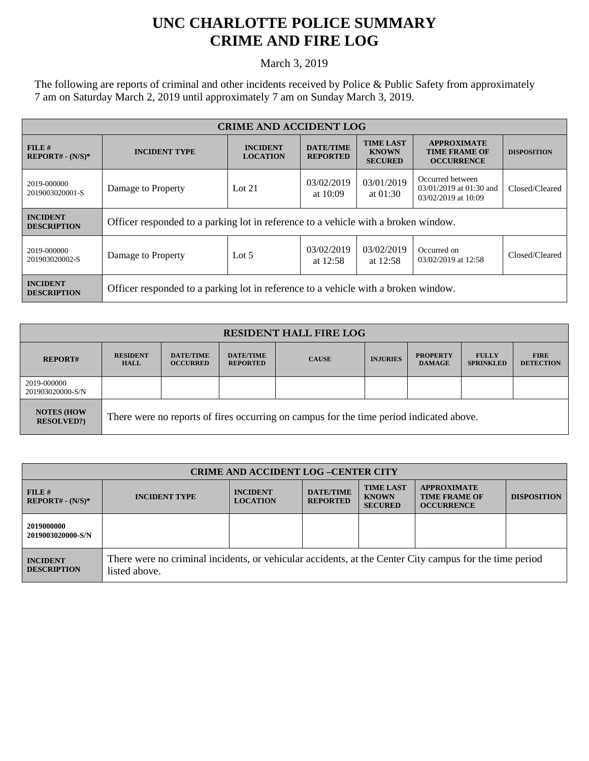# UNC CHARLOTTE POLICE SUMMARY
# CRIME AND FIRE LOG

March 3, 2019

The following are reports of criminal and other incidents received by Police & Public Safety from approximately 7 am on Saturday March 2, 2019 until approximately 7 am on Sunday March 3, 2019.

| CRIME AND ACCIDENT LOG | | | | | | |
|---|---|---|---|---|---|---|
| **FILE # REPORT# - (N/S)*** | **INCIDENT TYPE** | **INCIDENT LOCATION** | **DATE/TIME REPORTED** | **TIME LAST KNOWN SECURED** | **APPROXIMATE TIME FRAME OF OCCURRENCE** | **DISPOSITION** |
| 2019-000000 2019003020001-S | Damage to Property | Lot 21 | 03/02/2019 at 10:09 | 03/01/2019 at 01:30 | Occurred between 03/01/2019 at 01:30 and 03/02/2019 at 10:09 | Closed/Cleared |
| **INCIDENT DESCRIPTION** | Officer responded to a parking lot in reference to a vehicle with a broken window. | | | | | |
| 2019-000000 201903020002-S | Damage to Property | Lot 5 | 03/02/2019 at 12:58 | 03/02/2019 at 12:58 | Occurred on 03/02/2019 at 12:58 | Closed/Cleared |
| **INCIDENT DESCRIPTION** | Officer responded to a parking lot in reference to a vehicle with a broken window. | | | | | |

| RESIDENT HALL FIRE LOG | | | | | | | | |
|---|---|---|---|---|---|---|---|---|
| **REPORT#** | **RESIDENT HALL** | **DATE/TIME OCCURRED** | **DATE/TIME REPORTED** | **CAUSE** | **INJURIES** | **PROPERTY DAMAGE** | **FULLY SPRINKLED** | **FIRE DETECTION** |
| 2019-000000 201903020000-S/N | | | | | | | | |
| **NOTES (HOW RESOLVED?)** | There were no reports of fires occurring on campus for the time period indicated above. | | | | | | | |

| CRIME AND ACCIDENT LOG –CENTER CITY | | | | | | |
|---|---|---|---|---|---|---|
| **FILE # REPORT# - (N/S)*** | **INCIDENT TYPE** | **INCIDENT LOCATION** | **DATE/TIME REPORTED** | **TIME LAST KNOWN SECURED** | **APPROXIMATE TIME FRAME OF OCCURRENCE** | **DISPOSITION** |
| **2019000000 2019003020000-S/N** | | | | | | |
| **INCIDENT DESCRIPTION** | There were no criminal incidents, or vehicular accidents, at the Center City campus for the time period listed above. | | | | | |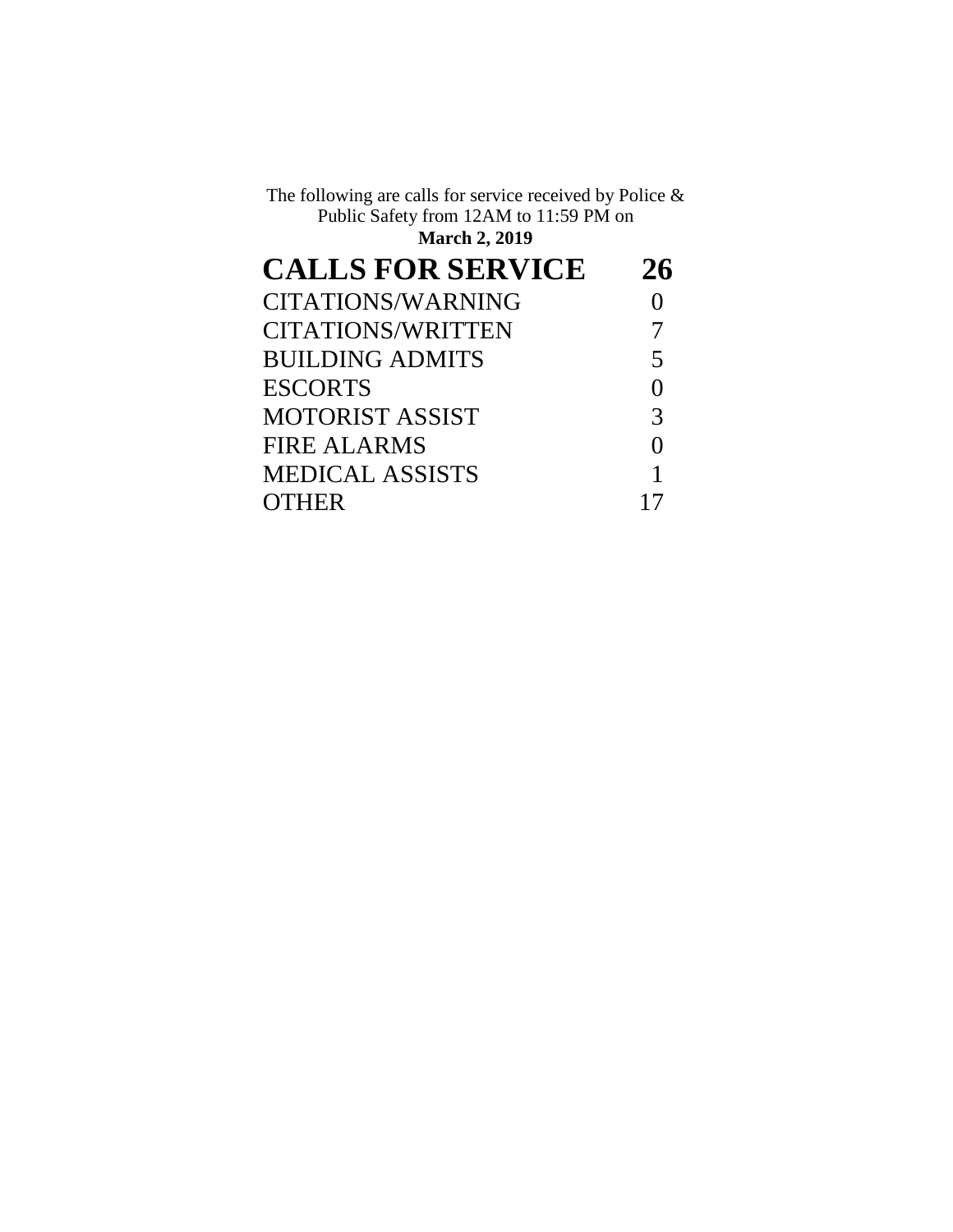The following are calls for service received by Police & Public Safety from 12AM to 11:59 PM on

**March 2, 2019**

| | |
|---|---|
| **CALLS FOR SERVICE** | **26** |
| CITATIONS/WARNING | 0 |
| CITATIONS/WRITTEN | 7 |
| BUILDING ADMITS | 5 |
| ESCORTS | 0 |
| MOTORIST ASSIST | 3 |
| FIRE ALARMS | 0 |
| MEDICAL ASSISTS | 1 |
| OTHER | 17 |